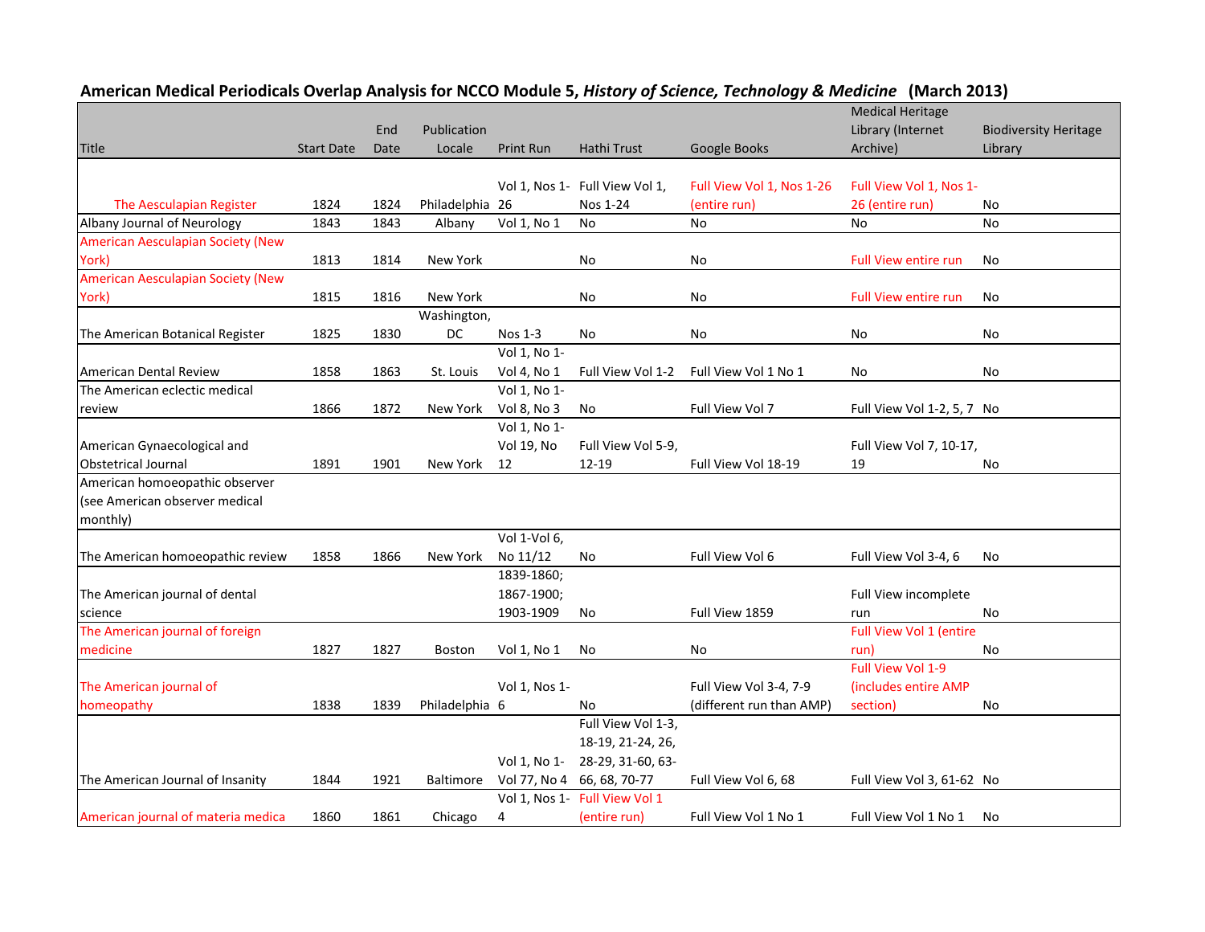## American Medical Periodicals Overlap Analysis for NCCO Module 5, *History of Science, Technology & Medicine* (March 2013)

| Title | Start Date | End Date | Publication Locale | Print Run | Hathi Trust | Google Books | Medical Heritage Library (Internet Archive) | Biodiversity Heritage Library |
|---|---|---|---|---|---|---|---|---|
| The Aesculapian Register | 1824 | 1824 | Philadelphia | Vol 1, Nos 1-26 | Full View Vol 1, Nos 1-24 | Full View Vol 1, Nos 1-26 (entire run) | Full View Vol 1, Nos 1-26 (entire run) | No |
| Albany Journal of Neurology | 1843 | 1843 | Albany | Vol 1, No 1 | No | No | No | No |
| American Aesculapian Society (New York) | 1813 | 1814 | New York | | No | No | Full View entire run | No |
| American Aesculapian Society (New York) | 1815 | 1816 | New York | | No | No | Full View entire run | No |
| The American Botanical Register | 1825 | 1830 | Washington, DC | Nos 1-3 | No | No | No | No |
| American Dental Review | 1858 | 1863 | St. Louis | Vol 1, No 1-Vol 4, No 1 | Full View Vol 1-2 | Full View Vol 1 No 1 | No | No |
| The American eclectic medical review | 1866 | 1872 | New York | Vol 1, No 1-Vol 8, No 3 | No | Full View Vol 7 | Full View Vol 1-2, 5, 7 | No |
| American Gynaecological and Obstetrical Journal | 1891 | 1901 | New York | Vol 1, No 1-Vol 19, No 12 | Full View Vol 5-9, 12-19 | Full View Vol 18-19 | Full View Vol 7, 10-17, 19 | No |
| American homoeopathic observer (see American observer medical monthly) | | | | | | | | |
| The American homoeopathic review | 1858 | 1866 | New York | Vol 1-Vol 6, No 11/12 | No | Full View Vol 6 | Full View Vol 3-4, 6 | No |
| The American journal of dental science | | | | 1839-1860; 1867-1900; 1903-1909 | No | Full View 1859 | Full View incomplete run | No |
| The American journal of foreign medicine | 1827 | 1827 | Boston | Vol 1, No 1 | No | No | Full View Vol 1 (entire run) | No |
| The American journal of homeopathy | 1838 | 1839 | Philadelphia | Vol 1, Nos 1-6 | No | Full View Vol 3-4, 7-9 (different run than AMP) | Full View Vol 1-9 (includes entire AMP section) | No |
| The American Journal of Insanity | 1844 | 1921 | Baltimore | Vol 1, No 1-Vol 77, No 4 | Full View Vol 1-3, 18-19, 21-24, 26, 28-29, 31-60, 63-66, 68, 70-77 | Full View Vol 6, 68 | Full View Vol 3, 61-62 | No |
| American journal of materia medica | 1860 | 1861 | Chicago | Vol 1, Nos 1-4 | Full View Vol 1 (entire run) | Full View Vol 1 No 1 | Full View Vol 1 No 1 | No |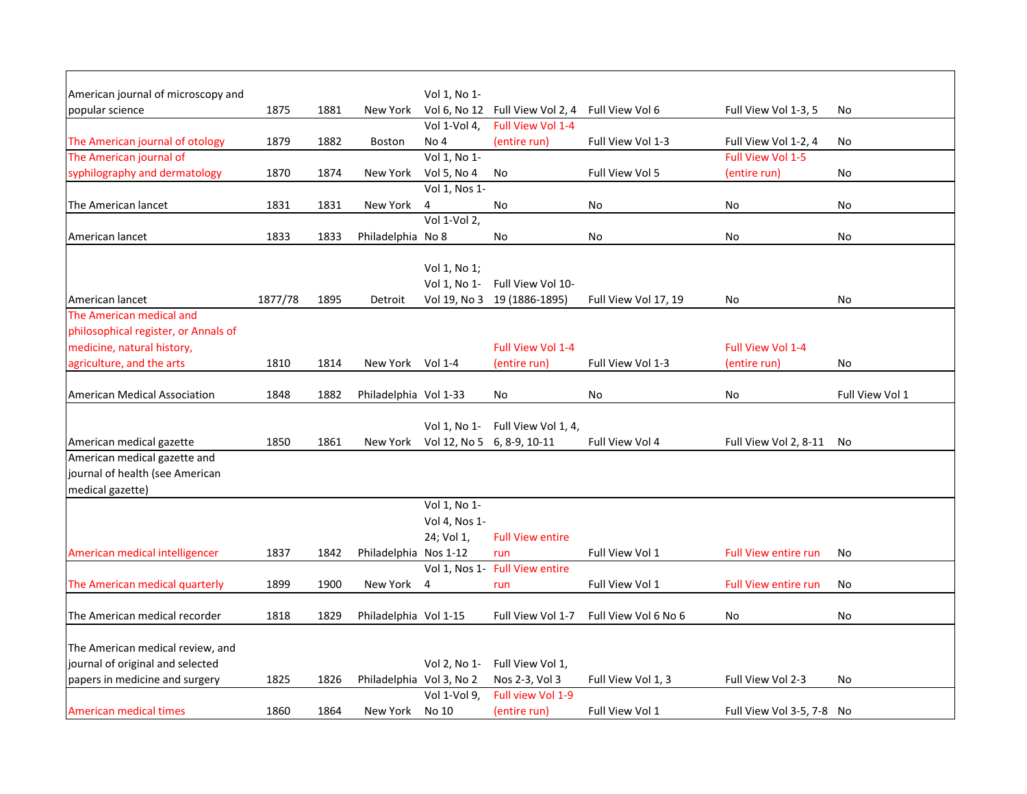| | | | | | | | | |
|---|---|---|---|---|---|---|---|---|
| American journal of microscopy and popular science | 1875 | 1881 | New York | Vol 1, No 1-Vol 6, No 12 | Full View Vol 2, 4 | Full View Vol 6 | Full View Vol 1-3, 5 | No |
| The American journal of otology | 1879 | 1882 | Boston | Vol 1-Vol 4, No 4 | Full View Vol 1-4 (entire run) | Full View Vol 1-3 | Full View Vol 1-2, 4 | No |
| The American journal of syphilography and dermatology | 1870 | 1874 | New York | Vol 1, No 1-Vol 5, No 4 | No | Full View Vol 5 | Full View Vol 1-5 (entire run) | No |
| The American lancet | 1831 | 1831 | New York | Vol 1, Nos 1-4 | No | No | No | No |
| American lancet | 1833 | 1833 | Philadelphia | Vol 1-Vol 2, No 8 | No | No | No | No |
| American lancet | 1877/78 | 1895 | Detroit | Vol 1, No 1; Vol 1, No 1-Vol 19, No 3 | Full View Vol 10-19 (1886-1895) | Full View Vol 17, 19 | No | No |
| The American medical and philosophical register, or Annals of medicine, natural history, agriculture, and the arts | 1810 | 1814 | New York | Vol 1-4 | Full View Vol 1-4 (entire run) | Full View Vol 1-3 | Full View Vol 1-4 (entire run) | No |
| American Medical Association | 1848 | 1882 | Philadelphia | Vol 1-33 | No | No | No | Full View Vol 1 |
| American medical gazette | 1850 | 1861 | New York | Vol 1, No 1-Vol 12, No 5 | Full View Vol 1, 4, 6, 8-9, 10-11 | Full View Vol 4 | Full View Vol 2, 8-11 | No |
| American medical gazette and journal of health (see American medical gazette) | | | | | | | | |
| American medical intelligencer | 1837 | 1842 | Philadelphia | Vol 1, No 1-Vol 4, Nos 1-24; Vol 1, Nos 1-12 | Full View entire run | Full View Vol 1 | Full View entire run | No |
| The American medical quarterly | 1899 | 1900 | New York | Vol 1, Nos 1-4 | Full View entire run | Full View Vol 1 | Full View entire run | No |
| The American medical recorder | 1818 | 1829 | Philadelphia | Vol 1-15 | Full View Vol 1-7 | Full View Vol 6 No 6 | No | No |
| The American medical review, and journal of original and selected papers in medicine and surgery | 1825 | 1826 | Philadelphia | Vol 2, No 1-Vol 3, No 2 | Full View Vol 1, Nos 2-3, Vol 3 | Full View Vol 1, 3 | Full View Vol 2-3 | No |
| American medical times | 1860 | 1864 | New York | Vol 1-Vol 9, No 10 | Full view Vol 1-9 (entire run) | Full View Vol 1 | Full View Vol 3-5, 7-8 | No |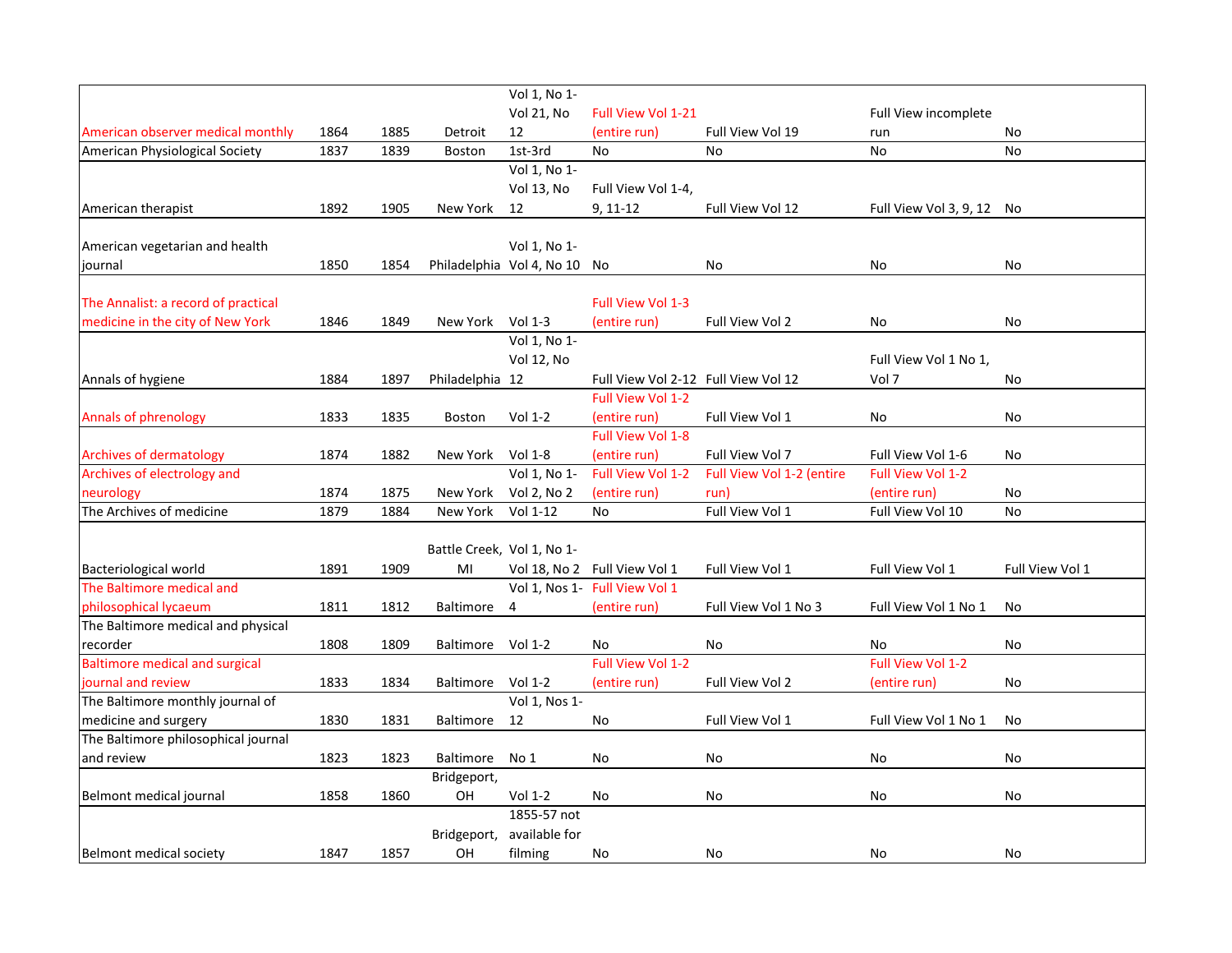| | | | | | | | | |
|---|---|---|---|---|---|---|---|---|
| American observer medical monthly | 1864 | 1885 | Detroit | Vol 1, No 1-Vol 21, No 12 | Full View Vol 1-21 (entire run) | Full View Vol 19 | Full View incomplete run | No |
| American Physiological Society | 1837 | 1839 | Boston | 1st-3rd | No | No | No | No |
| American therapist | 1892 | 1905 | New York | Vol 1, No 1-Vol 13, No 12 | Full View Vol 1-4, 9, 11-12 | Full View Vol 12 | Full View Vol 3, 9, 12 | No |
| American vegetarian and health journal | 1850 | 1854 | Philadelphia | Vol 1, No 1-Vol 4, No 10 | No | No | No | No |
| The Annalist: a record of practical medicine in the city of New York | 1846 | 1849 | New York | Vol 1-3 | Full View Vol 1-3 (entire run) | Full View Vol 2 | No | No |
| Annals of hygiene | 1884 | 1897 | Philadelphia | Vol 1, No 1-Vol 12, No 12 | Full View Vol 2-12 | Full View Vol 12 | Full View Vol 1 No 1, Vol 7 | No |
| Annals of phrenology | 1833 | 1835 | Boston | Vol 1-2 | Full View Vol 1-2 (entire run) | Full View Vol 1 | No | No |
| Archives of dermatology | 1874 | 1882 | New York | Vol 1-8 | Full View Vol 1-8 (entire run) | Full View Vol 7 | Full View Vol 1-6 | No |
| Archives of electrology and neurology | 1874 | 1875 | New York | Vol 1, No 1-Vol 2, No 2 | Full View Vol 1-2 (entire run) | Full View Vol 1-2 (entire run) | Full View Vol 1-2 (entire run) | No |
| The Archives of medicine | 1879 | 1884 | New York | Vol 1-12 | No | Full View Vol 1 | Full View Vol 10 | No |
| Bacteriological world | 1891 | 1909 | Battle Creek, MI | Vol 1, No 1-Vol 18, No 2 | Full View Vol 1 | Full View Vol 1 | Full View Vol 1 | Full View Vol 1 |
| The Baltimore medical and philosophical lycaeum | 1811 | 1812 | Baltimore | Vol 1, Nos 1-4 | Full View Vol 1 (entire run) | Full View Vol 1 No 3 | Full View Vol 1 No 1 | No |
| The Baltimore medical and physical recorder | 1808 | 1809 | Baltimore | Vol 1-2 | No | No | No | No |
| Baltimore medical and surgical journal and review | 1833 | 1834 | Baltimore | Vol 1-2 | Full View Vol 1-2 (entire run) | Full View Vol 2 | Full View Vol 1-2 (entire run) | No |
| The Baltimore monthly journal of medicine and surgery | 1830 | 1831 | Baltimore | Vol 1, Nos 1-12 | No | Full View Vol 1 | Full View Vol 1 No 1 | No |
| The Baltimore philosophical journal and review | 1823 | 1823 | Baltimore | No 1 | No | No | No | No |
| Belmont medical journal | 1858 | 1860 | Bridgeport, OH | Vol 1-2 | No | No | No | No |
| Belmont medical society | 1847 | 1857 | Bridgeport, OH | 1855-57 not available for filming | No | No | No | No |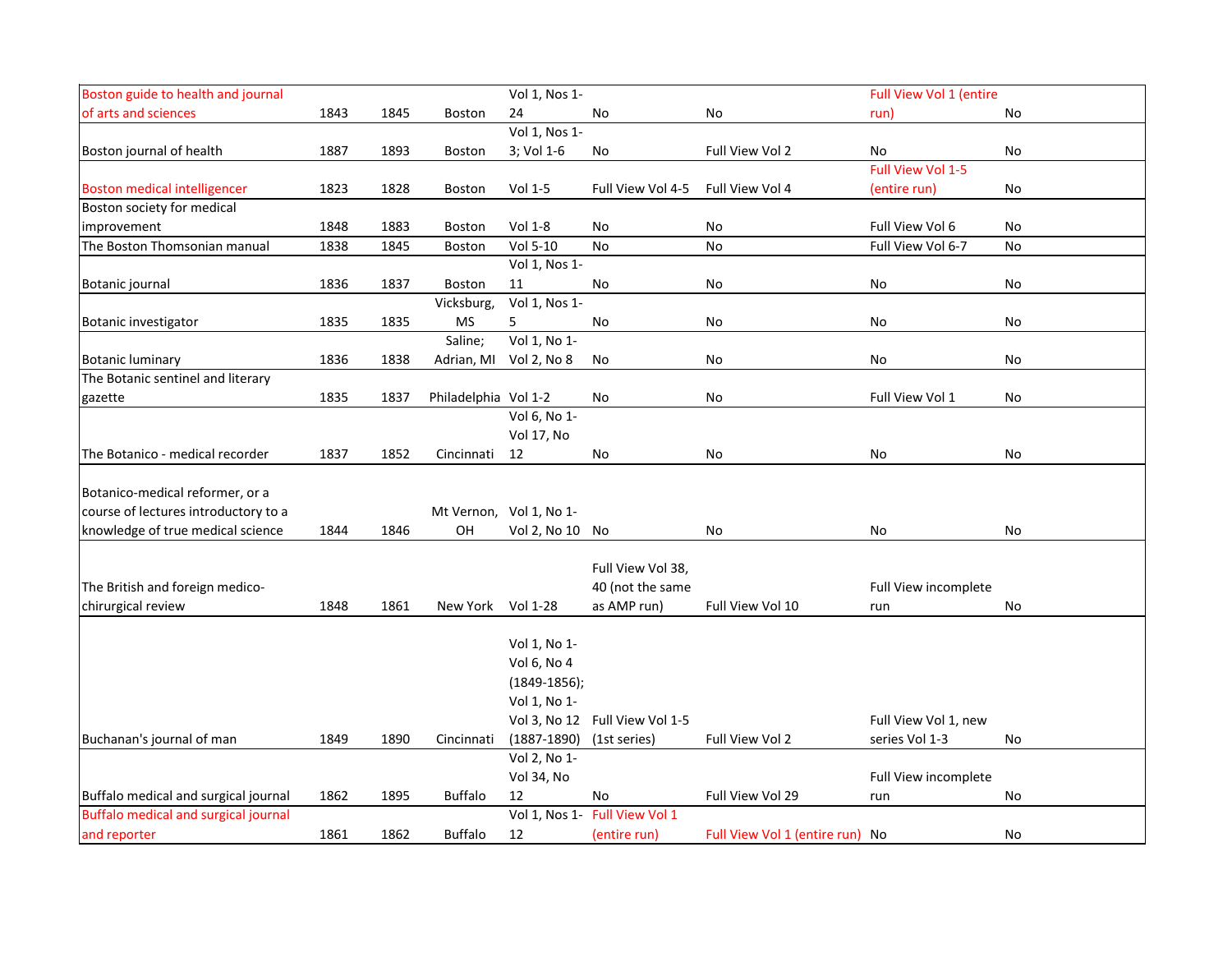| | | | | | | | | |
|---|---|---|---|---|---|---|---|---|
| Boston guide to health and journal of arts and sciences | 1843 | 1845 | Boston | Vol 1, Nos 1-24 | No | No | Full View Vol 1 (entire run) | No |
| Boston journal of health | 1887 | 1893 | Boston | Vol 1, Nos 1-3; Vol 1-6 | No | Full View Vol 2 | No | No |
| Boston medical intelligencer | 1823 | 1828 | Boston | Vol 1-5 | Full View Vol 4-5 | Full View Vol 4 | Full View Vol 1-5 (entire run) | No |
| Boston society for medical improvement | 1848 | 1883 | Boston | Vol 1-8 | No | No | Full View Vol 6 | No |
| The Boston Thomsonian manual | 1838 | 1845 | Boston | Vol 5-10 | No | No | Full View Vol 6-7 | No |
| Botanic journal | 1836 | 1837 | Boston | Vol 1, Nos 1-11 | No | No | No | No |
| Botanic investigator | 1835 | 1835 | Vicksburg, MS | Vol 1, Nos 1-5 | No | No | No | No |
| Botanic luminary | 1836 | 1838 | Saline; Adrian, MI | Vol 1, No 1-Vol 2, No 8 | No | No | No | No |
| The Botanic sentinel and literary gazette | 1835 | 1837 | Philadelphia | Vol 1-2 | No | No | Full View Vol 1 | No |
| The Botanico - medical recorder | 1837 | 1852 | Cincinnati | Vol 6, No 1-Vol 17, No 12 | No | No | No | No |
| Botanico-medical reformer, or a course of lectures introductory to a knowledge of true medical science | 1844 | 1846 | Mt Vernon, OH | Vol 1, No 1-Vol 2, No 10 | No | No | No | No |
| The British and foreign medico-chirurgical review | 1848 | 1861 | New York | Vol 1-28 | Full View Vol 38, 40 (not the same as AMP run) | Full View Vol 10 | Full View incomplete run | No |
| Buchanan's journal of man | 1849 | 1890 | Cincinnati | Vol 1, No 1-Vol 6, No 4 (1849-1856); Vol 1, No 1-Vol 3, No 12 (1887-1890) | Full View Vol 1-5 (1st series) | Full View Vol 2 | Full View Vol 1, new series Vol 1-3 | No |
| Buffalo medical and surgical journal | 1862 | 1895 | Buffalo | Vol 2, No 1-Vol 34, No 12 | No | Full View Vol 29 | Full View incomplete run | No |
| Buffalo medical and surgical journal and reporter | 1861 | 1862 | Buffalo | Vol 1, Nos 1-12 | Full View Vol 1 (entire run) | Full View Vol 1 (entire run) | No | No |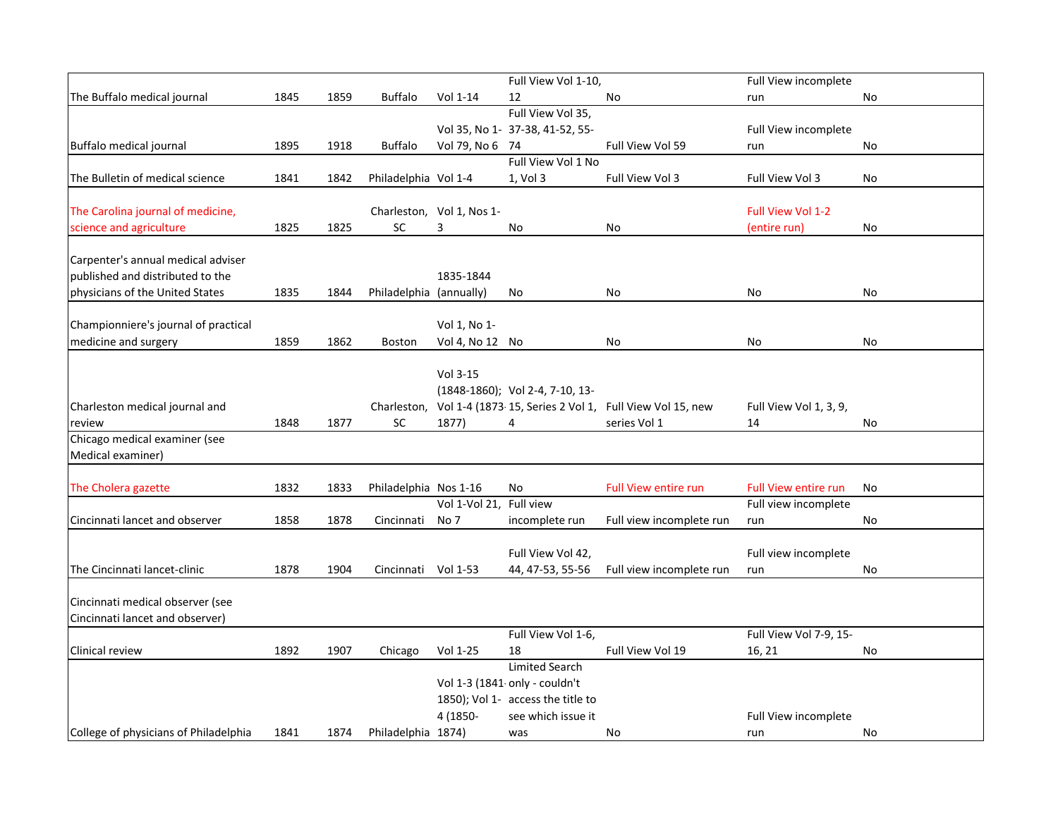| | | | | | | | | |
|---|---|---|---|---|---|---|---|---|
| The Buffalo medical journal | 1845 | 1859 | Buffalo | Vol 1-14 | Full View Vol 1-10, 12 | No | Full View incomplete run | No |
| Buffalo medical journal | 1895 | 1918 | Buffalo | Vol 35, No 1-Vol 79, No 6 | Full View Vol 35, 37-38, 41-52, 55-74 | Full View Vol 59 | Full View incomplete run | No |
| The Bulletin of medical science | 1841 | 1842 | Philadelphia | Vol 1-4 | Full View Vol 1 No 1, Vol 3 | Full View Vol 3 | Full View Vol 3 | No |
| The Carolina journal of medicine, science and agriculture | 1825 | 1825 | Charleston, SC | Vol 1, Nos 1-3 | No | No | Full View Vol 1-2 (entire run) | No |
| Carpenter's annual medical adviser published and distributed to the physicians of the United States | 1835 | 1844 | Philadelphia | 1835-1844 (annually) | No | No | No | No |
| Championniere's journal of practical medicine and surgery | 1859 | 1862 | Boston | Vol 1, No 1-Vol 4, No 12 | No | No | No | No |
| Charleston medical journal and review | 1848 | 1877 | Charleston, SC | Vol 3-15 (1848-1860); Vol 1-4 (1873-1877) | Vol 2-4, 7-10, 13-15, Series 2 Vol 1, 4 | Full View Vol 15, new series Vol 1 | Full View Vol 1, 3, 9, 14 | No |
| Chicago medical examiner (see Medical examiner) | | | | | | | | |
| The Cholera gazette | 1832 | 1833 | Philadelphia | Nos 1-16 | No | Full View entire run | Full View entire run | No |
| Cincinnati lancet and observer | 1858 | 1878 | Cincinnati | Vol 1-Vol 21, No 7 | Full view incomplete run | Full view incomplete run | Full view incomplete run | No |
| The Cincinnati lancet-clinic | 1878 | 1904 | Cincinnati | Vol 1-53 | Full View Vol 42, 44, 47-53, 55-56 | Full view incomplete run | Full view incomplete run | No |
| Cincinnati medical observer (see Cincinnati lancet and observer) | | | | | | | | |
| Clinical review | 1892 | 1907 | Chicago | Vol 1-25 | Full View Vol 1-6, 18 | Full View Vol 19 | Full View Vol 7-9, 15-16, 21 | No |
| College of physicians of Philadelphia | 1841 | 1874 | Philadelphia | Vol 1-3 (1841-1850); Vol 1-4 (1850-1874) | Limited Search only - couldn't access the title to see which issue it was | No | Full View incomplete run | No |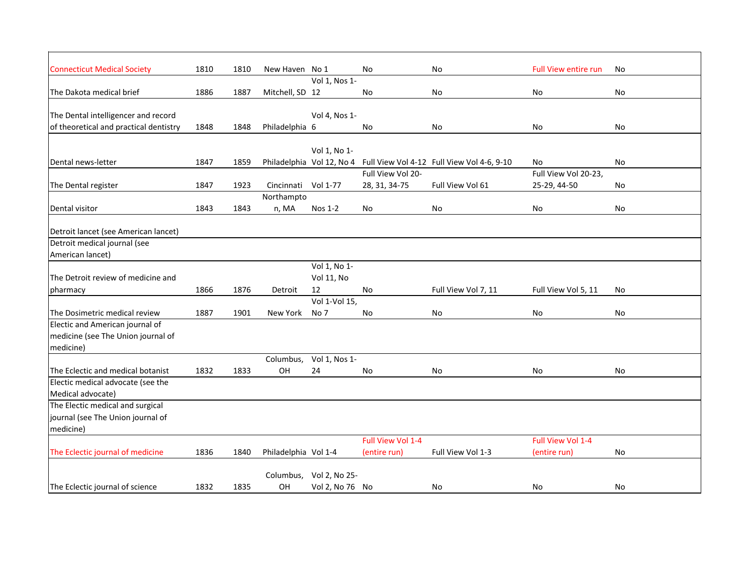| | | | | | | | | |
|---|---|---|---|---|---|---|---|---|
| Connecticut Medical Society | 1810 | 1810 | New Haven | No 1 | No | No | Full View entire run | No |
| The Dakota medical brief | 1886 | 1887 | Mitchell, SD | Vol 1, Nos 1-12 | No | No | No | No |
| The Dental intelligencer and record of theoretical and practical dentistry | 1848 | 1848 | Philadelphia | Vol 4, Nos 1-6 | No | No | No | No |
| Dental news-letter | 1847 | 1859 | Philadelphia | Vol 1, No 1-Vol 12, No 4 | Full View Vol 4-12 | Full View Vol 4-6, 9-10 | No | No |
| The Dental register | 1847 | 1923 | Cincinnati | Vol 1-77 | Full View Vol 20-28, 31, 34-75 | Full View Vol 61 | Full View Vol 20-23, 25-29, 44-50 | No |
| Dental visitor | 1843 | 1843 | Northampton, MA | Nos 1-2 | No | No | No | No |
| Detroit lancet (see American lancet) | | | | | | | | |
| Detroit medical journal (see American lancet) | | | | | | | | |
| The Detroit review of medicine and pharmacy | 1866 | 1876 | Detroit | Vol 1, No 1-Vol 11, No 12 | No | Full View Vol 7, 11 | Full View Vol 5, 11 | No |
| The Dosimetric medical review | 1887 | 1901 | New York | Vol 1-Vol 15, No 7 | No | No | No | No |
| Electic and American journal of medicine (see The Union journal of medicine) | | | | | | | | |
| The Eclectic and medical botanist | 1832 | 1833 | Columbus, OH | Vol 1, Nos 1-24 | No | No | No | No |
| Electic medical advocate (see the Medical advocate) | | | | | | | | |
| The Electic medical and surgical journal (see The Union journal of medicine) | | | | | | | | |
| The Eclectic journal of medicine | 1836 | 1840 | Philadelphia | Vol 1-4 | Full View Vol 1-4 (entire run) | Full View Vol 1-3 | Full View Vol 1-4 (entire run) | No |
| The Eclectic journal of science | 1832 | 1835 | Columbus, OH | Vol 2, No 25-Vol 2, No 76 | No | No | No | No |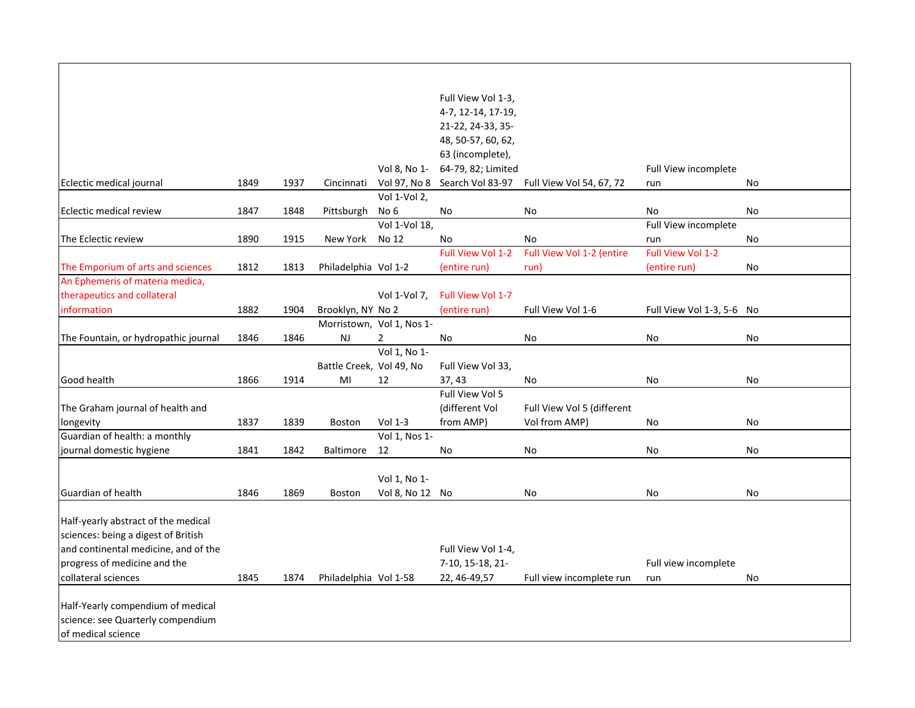| | | | | | | | | |
|---|---|---|---|---|---|---|---|---|
| Eclectic medical journal | 1849 | 1937 | Cincinnati | Vol 8, No 1-Vol 97, No 8 | Full View Vol 1-3, 4-7, 12-14, 17-19, 21-22, 24-33, 35-48, 50-57, 60, 62, 63 (incomplete), 64-79, 82; Limited Search Vol 83-97 | Full View Vol 54, 67, 72 | Full View incomplete run | No |
| Eclectic medical review | 1847 | 1848 | Pittsburgh | Vol 1-Vol 2, No 6 | No | No | No | No |
| The Eclectic review | 1890 | 1915 | New York | Vol 1-Vol 18, No 12 | No | No | Full View incomplete run | No |
| The Emporium of arts and sciences | 1812 | 1813 | Philadelphia | Vol 1-2 | Full View Vol 1-2 (entire run) | Full View Vol 1-2 (entire run) | Full View Vol 1-2 (entire run) | No |
| An Ephemeris of materia medica, therapeutics and collateral information | 1882 | 1904 | Brooklyn, NY | Vol 1-Vol 7, No 2 | Full View Vol 1-7 (entire run) | Full View Vol 1-6 | Full View Vol 1-3, 5-6 | No |
| The Fountain, or hydropathic journal | 1846 | 1846 | Morristown, NJ | Vol 1, Nos 1-2 | No | No | No | No |
| Good health | 1866 | 1914 | Battle Creek, MI | Vol 1, No 1-Vol 49, No 12 | Full View Vol 33, 37, 43 | No | No | No |
| The Graham journal of health and longevity | 1837 | 1839 | Boston | Vol 1-3 | Full View Vol 5 (different Vol from AMP) | Full View Vol 5 (different Vol from AMP) | No | No |
| Guardian of health: a monthly journal domestic hygiene | 1841 | 1842 | Baltimore | Vol 1, Nos 1-12 | No | No | No | No |
| Guardian of health | 1846 | 1869 | Boston | Vol 1, No 1-Vol 8, No 12 | No | No | No | No |
| Half-yearly abstract of the medical sciences: being a digest of British and continental medicine, and of the progress of medicine and the collateral sciences | 1845 | 1874 | Philadelphia | Vol 1-58 | Full View Vol 1-4, 7-10, 15-18, 21-22, 46-49,57 | Full view incomplete run | Full view incomplete run | No |
| Half-Yearly compendium of medical science: see Quarterly compendium of medical science | | | | | | | | |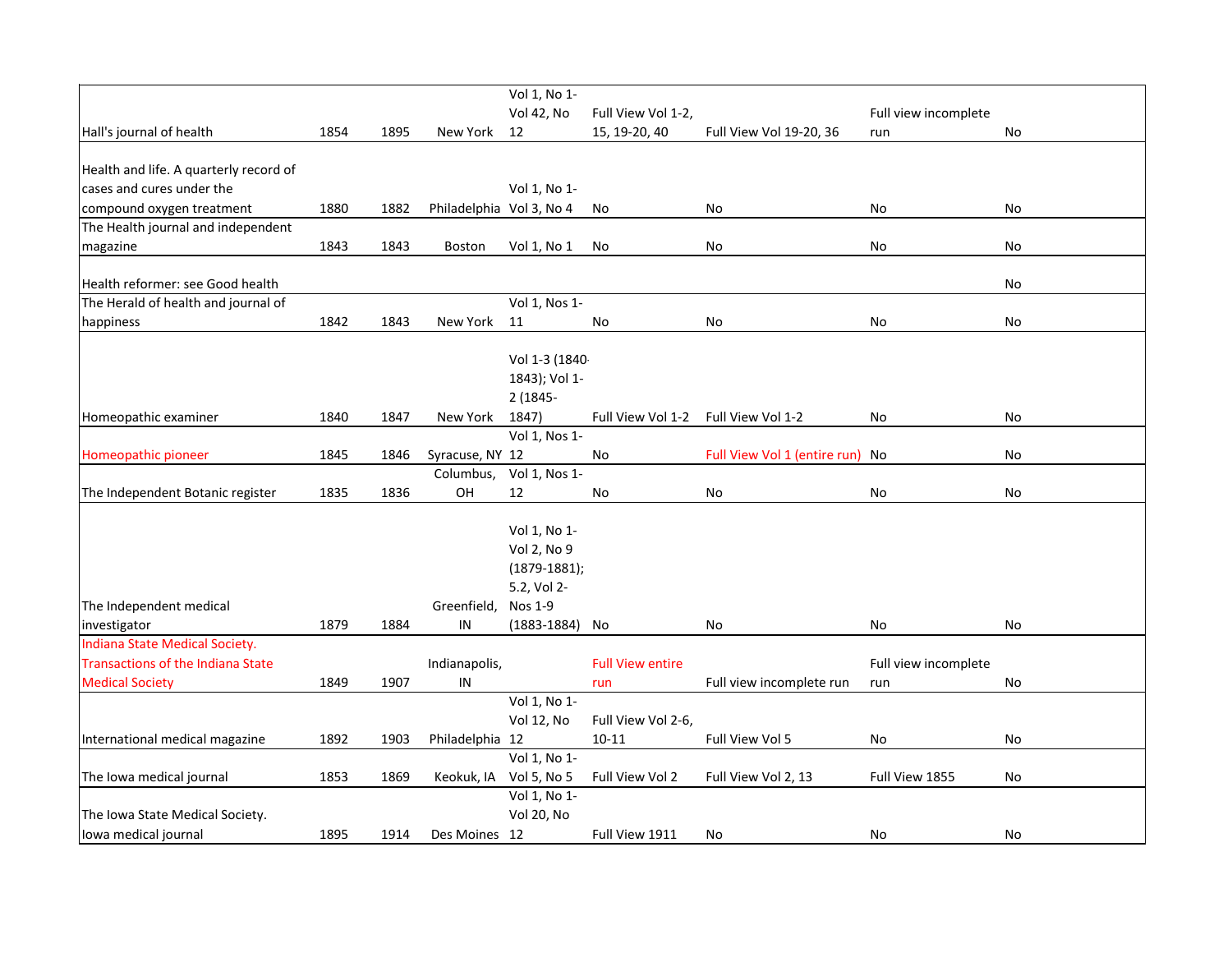| | | | | | | | | |
|---|---|---|---|---|---|---|---|---|
| Hall's journal of health | 1854 | 1895 | New York | Vol 1, No 1-Vol 42, No 12 | Full View Vol 1-2, 15, 19-20, 40 | Full View Vol 19-20, 36 | Full view incomplete run | No |
| Health and life. A quarterly record of cases and cures under the compound oxygen treatment | 1880 | 1882 | Philadelphia | Vol 1, No 1-Vol 3, No 4 | No | No | No | No |
| The Health journal and independent magazine | 1843 | 1843 | Boston | Vol 1, No 1 | No | No | No | No |
| Health reformer: see Good health | | | | | | | | No |
| The Herald of health and journal of happiness | 1842 | 1843 | New York | Vol 1, Nos 1-11 | No | No | No | No |
| Homeopathic examiner | 1840 | 1847 | New York | Vol 1-3 (1840-1843); Vol 1-2 (1845-1847) | Full View Vol 1-2 | Full View Vol 1-2 | No | No |
| Homeopathic pioneer | 1845 | 1846 | Syracuse, NY | Vol 1, Nos 1-12 | No | Full View Vol 1 (entire run) | No | No |
| The Independent Botanic register | 1835 | 1836 | Columbus, OH | Vol 1, Nos 1-12 | No | No | No | No |
| The Independent medical investigator | 1879 | 1884 | Greenfield, IN | Vol 1, No 1-Vol 2, No 9 (1879-1881); 5.2, Vol 2-Nos 1-9 (1883-1884) | No | No | No | No |
| Indiana State Medical Society. Transactions of the Indiana State Medical Society | 1849 | 1907 | Indianapolis, IN | | Full View entire run | Full view incomplete run | Full view incomplete run | No |
| International medical magazine | 1892 | 1903 | Philadelphia | Vol 1, No 1-Vol 12, No 12 | Full View Vol 2-6, 10-11 | Full View Vol 5 | No | No |
| The Iowa medical journal | 1853 | 1869 | Keokuk, IA | Vol 1, No 1-Vol 5, No 5 | Full View Vol 2 | Full View Vol 2, 13 | Full View 1855 | No |
| The Iowa State Medical Society. Iowa medical journal | 1895 | 1914 | Des Moines | Vol 1, No 1-Vol 20, No 12 | Full View 1911 | No | No | No |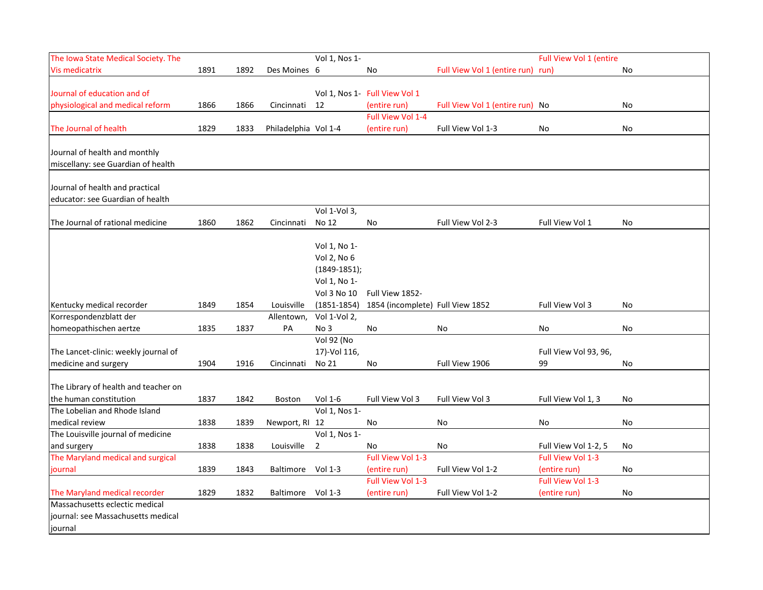| | | | | | | | | |
|---|---|---|---|---|---|---|---|---|
| The Iowa State Medical Society. The Vis medicatrix | 1891 | 1892 | Des Moines | Vol 1, Nos 1-6 | No | Full View Vol 1 (entire run) | Full View Vol 1 (entire run) | No |
| Journal of education and of physiological and medical reform | 1866 | 1866 | Cincinnati | Vol 1, Nos 1-12 | Full View Vol 1 (entire run) | Full View Vol 1 (entire run) | No | No |
| The Journal of health | 1829 | 1833 | Philadelphia | Vol 1-4 | Full View Vol 1-4 (entire run) | Full View Vol 1-3 | No | No |
| Journal of health and monthly miscellany: see Guardian of health | | | | | | | | |
| Journal of health and practical educator: see Guardian of health | | | | | | | | |
| The Journal of rational medicine | 1860 | 1862 | Cincinnati | Vol 1-Vol 3, No 12 | No | Full View Vol 2-3 | Full View Vol 1 | No |
| Kentucky medical recorder | 1849 | 1854 | Louisville | Vol 1, No 1-Vol 2, No 6 (1849-1851); Vol 1, No 1-Vol 3 No 10 (1851-1854) | Full View 1852-1854 (incomplete) | Full View 1852 | Full View Vol 3 | No |
| Korrespondenzblatt der homeopathischen aertze | 1835 | 1837 | Allentown, PA | Vol 1-Vol 2, No 3 | No | No | No | No |
| The Lancet-clinic: weekly journal of medicine and surgery | 1904 | 1916 | Cincinnati | Vol 92 (No 17)-Vol 116, No 21 | No | Full View 1906 | Full View Vol 93, 96, 99 | No |
| The Library of health and teacher on the human constitution | 1837 | 1842 | Boston | Vol 1-6 | Full View Vol 3 | Full View Vol 3 | Full View Vol 1, 3 | No |
| The Lobelian and Rhode Island medical review | 1838 | 1839 | Newport, RI | Vol 1, Nos 1-12 | No | No | No | No |
| The Louisville journal of medicine and surgery | 1838 | 1838 | Louisville | Vol 1, Nos 1-2 | No | No | Full View Vol 1-2, 5 | No |
| The Maryland medical and surgical journal | 1839 | 1843 | Baltimore | Vol 1-3 | Full View Vol 1-3 (entire run) | Full View Vol 1-2 | Full View Vol 1-3 (entire run) | No |
| The Maryland medical recorder | 1829 | 1832 | Baltimore | Vol 1-3 | Full View Vol 1-3 (entire run) | Full View Vol 1-2 | Full View Vol 1-3 (entire run) | No |
| Massachusetts eclectic medical journal: see Massachusetts medical journal | | | | | | | | |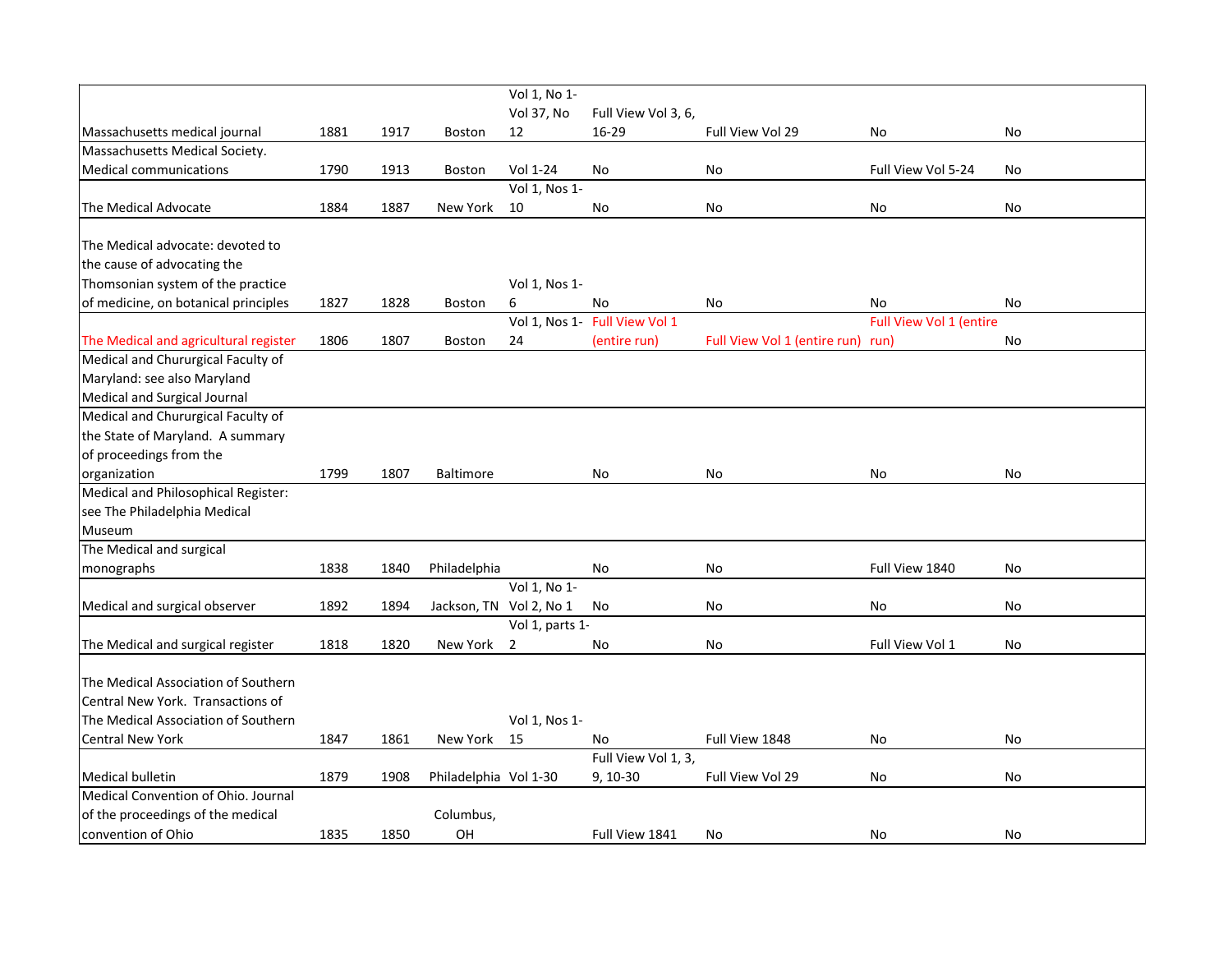| | | | | | | | | |
|---|---|---|---|---|---|---|---|---|
| Massachusetts medical journal | 1881 | 1917 | Boston | Vol 1, No 1-Vol 37, No 12 | Full View Vol 3, 6, 16-29 | Full View Vol 29 | No | No |
| Massachusetts Medical Society. Medical communications | 1790 | 1913 | Boston | Vol 1-24 | No | No | Full View Vol 5-24 | No |
| The Medical Advocate | 1884 | 1887 | New York | Vol 1, Nos 1-10 | No | No | No | No |
| The Medical advocate: devoted to the cause of advocating the Thomsonian system of the practice of medicine, on botanical principles | 1827 | 1828 | Boston | Vol 1, Nos 1-6 | No | No | No | No |
| The Medical and agricultural register | 1806 | 1807 | Boston | Vol 1, Nos 1-24 | Full View Vol 1 (entire run) | Full View Vol 1 (entire run) | Full View Vol 1 (entire run) | No |
| Medical and Chururgical Faculty of Maryland: see also Maryland Medical and Surgical Journal | | | | | | | | |
| Medical and Chururgical Faculty of the State of Maryland. A summary of proceedings from the organization | 1799 | 1807 | Baltimore | | No | No | No | No |
| Medical and Philosophical Register: see The Philadelphia Medical Museum | | | | | | | | |
| The Medical and surgical monographs | 1838 | 1840 | Philadelphia | | No | No | Full View 1840 | No |
| Medical and surgical observer | 1892 | 1894 | Jackson, TN | Vol 1, No 1-Vol 2, No 1 | No | No | No | No |
| The Medical and surgical register | 1818 | 1820 | New York | Vol 1, parts 1-2 | No | No | Full View Vol 1 | No |
| The Medical Association of Southern Central New York. Transactions of The Medical Association of Southern Central New York | 1847 | 1861 | New York | Vol 1, Nos 1-15 | No | Full View 1848 | No | No |
| Medical bulletin | 1879 | 1908 | Philadelphia | Vol 1-30 | Full View Vol 1, 3, 9, 10-30 | Full View Vol 29 | No | No |
| Medical Convention of Ohio. Journal of the proceedings of the medical convention of Ohio | 1835 | 1850 | Columbus, OH | | Full View 1841 | No | No | No |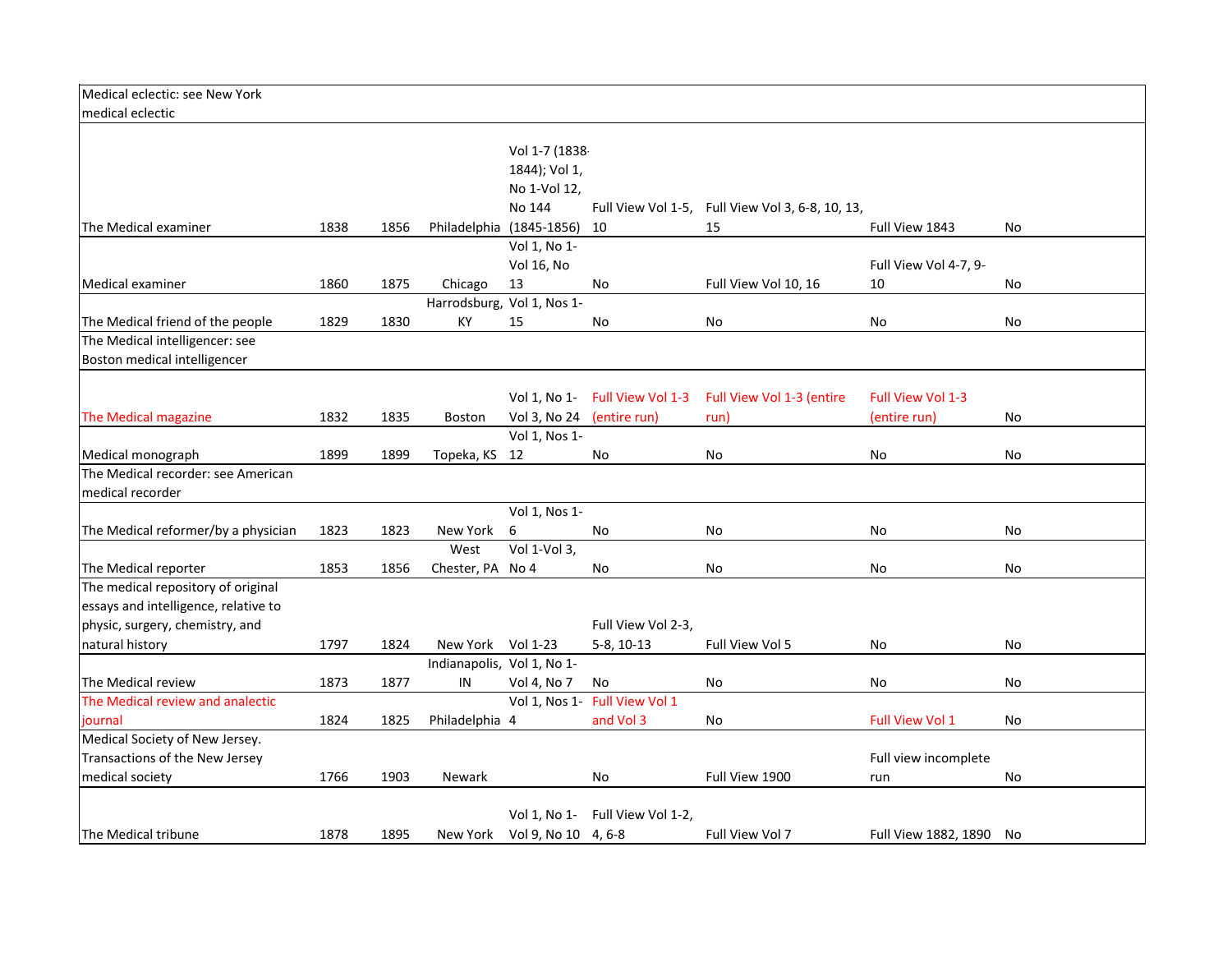| | | | | | | | | |
|---|---|---|---|---|---|---|---|---|
| Medical eclectic: see New York medical eclectic | | | | | | | | |
| The Medical examiner | 1838 | 1856 | Philadelphia | Vol 1-7 (1838-1844); Vol 1, No 1-Vol 12, No 144 (1845-1856) | Full View Vol 1-5, 10 | Full View Vol 3, 6-8, 10, 13, 15 | Full View 1843 | No |
| Medical examiner | 1860 | 1875 | Chicago | Vol 1, No 1-Vol 16, No 13 | No | Full View Vol 10, 16 | Full View Vol 4-7, 9-10 | No |
| The Medical friend of the people | 1829 | 1830 | Harrodsburg, KY | Vol 1, Nos 1-15 | No | No | No | No |
| The Medical intelligencer: see Boston medical intelligencer | | | | | | | | |
| The Medical magazine | 1832 | 1835 | Boston | Vol 1, No 1-Vol 3, No 24 | Full View Vol 1-3 (entire run) | Full View Vol 1-3 (entire run) | Full View Vol 1-3 (entire run) | No |
| Medical monograph | 1899 | 1899 | Topeka, KS | Vol 1, Nos 1-12 | No | No | No | No |
| The Medical recorder: see American medical recorder | | | | | | | | |
| The Medical reformer/by a physician | 1823 | 1823 | New York | Vol 1, Nos 1-6 | No | No | No | No |
| The Medical reporter | 1853 | 1856 | West Chester, PA | Vol 1-Vol 3, No 4 | No | No | No | No |
| The medical repository of original essays and intelligence, relative to physic, surgery, chemistry, and natural history | 1797 | 1824 | New York | Vol 1-23 | Full View Vol 2-3, 5-8, 10-13 | Full View Vol 5 | No | No |
| The Medical review | 1873 | 1877 | Indianapolis, IN | Vol 1, No 1-Vol 4, No 7 | No | No | No | No |
| The Medical review and analectic journal | 1824 | 1825 | Philadelphia | Vol 1, Nos 1-4 | Full View Vol 1 and Vol 3 | No | Full View Vol 1 | No |
| Medical Society of New Jersey. Transactions of the New Jersey medical society | 1766 | 1903 | Newark | | No | Full View 1900 | Full view incomplete run | No |
| The Medical tribune | 1878 | 1895 | New York | Vol 1, No 1-Vol 9, No 10 | Full View Vol 1-2, 4, 6-8 | Full View Vol 7 | Full View 1882, 1890 | No |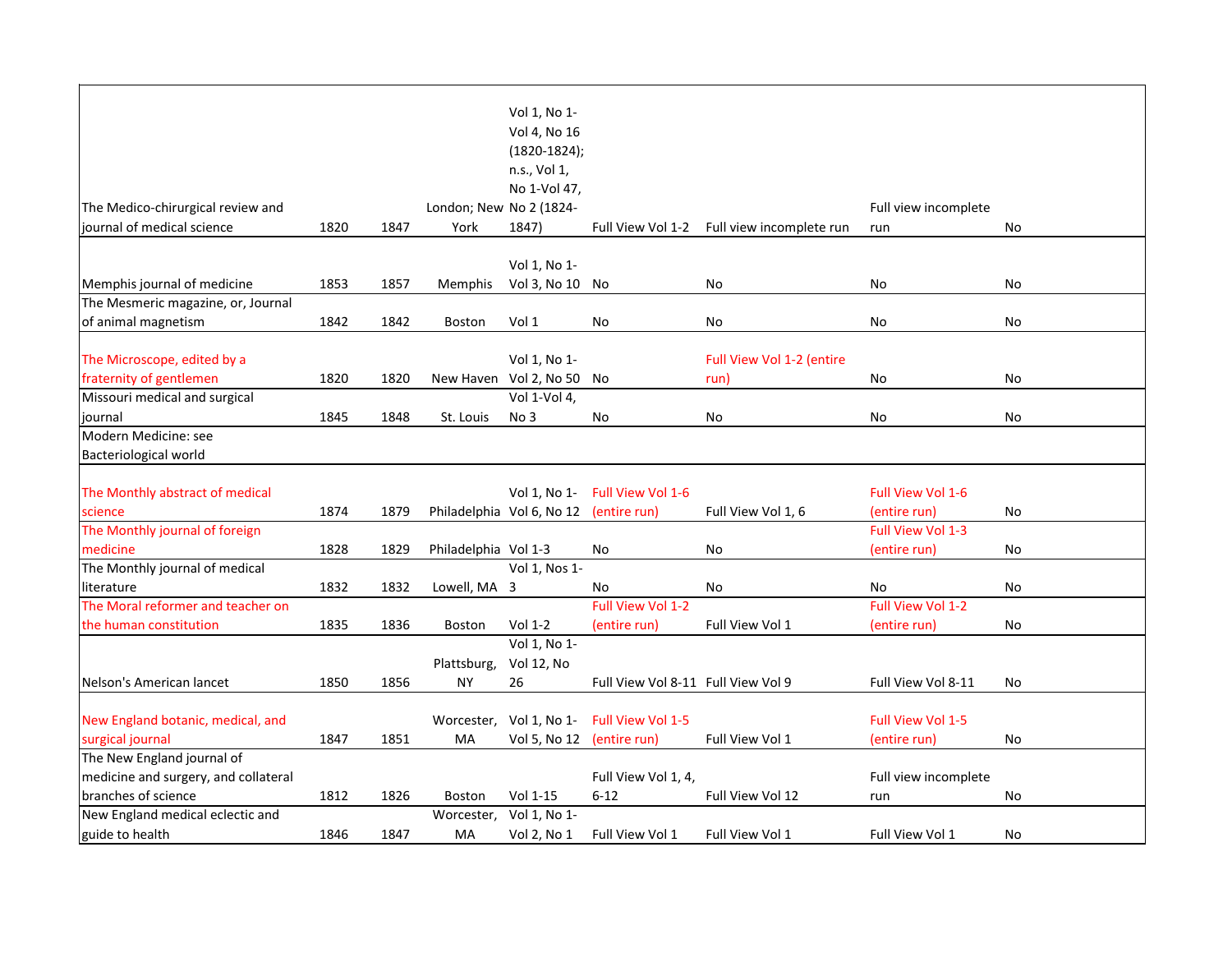| | | | | | | | | |
|---|---|---|---|---|---|---|---|---|
| The Medico-chirurgical review and journal of medical science | 1820 | 1847 | London; New York | Vol 1, No 1-Vol 4, No 16 (1820-1824); n.s., Vol 1, No 1-Vol 47, No 2 (1824-1847) | Full View Vol 1-2 | Full view incomplete run | Full view incomplete run | No |
| Memphis journal of medicine | 1853 | 1857 | Memphis | Vol 1, No 1-Vol 3, No 10 | No | No | No | No |
| The Mesmeric magazine, or, Journal of animal magnetism | 1842 | 1842 | Boston | Vol 1 | No | No | No | No |
| The Microscope, edited by a fraternity of gentlemen | 1820 | 1820 | New Haven | Vol 1, No 1-Vol 2, No 50 | No | Full View Vol 1-2 (entire run) | No | No |
| Missouri medical and surgical journal | 1845 | 1848 | St. Louis | Vol 1-Vol 4, No 3 | No | No | No | No |
| Modern Medicine: see Bacteriological world | | | | | | | | |
| The Monthly abstract of medical science | 1874 | 1879 | Philadelphia | Vol 1, No 1-Vol 6, No 12 | Full View Vol 1-6 (entire run) | Full View Vol 1, 6 | Full View Vol 1-6 (entire run) | No |
| The Monthly journal of foreign medicine | 1828 | 1829 | Philadelphia | Vol 1-3 | No | No | Full View Vol 1-3 (entire run) | No |
| The Monthly journal of medical literature | 1832 | 1832 | Lowell, MA | Vol 1, Nos 1-3 | No | No | No | No |
| The Moral reformer and teacher on the human constitution | 1835 | 1836 | Boston | Vol 1-2 | Full View Vol 1-2 (entire run) | Full View Vol 1 | Full View Vol 1-2 (entire run) | No |
| Nelson's American lancet | 1850 | 1856 | Plattsburg, NY | Vol 1, No 1-Vol 12, No 26 | Full View Vol 8-11 | Full View Vol 9 | Full View Vol 8-11 | No |
| New England botanic, medical, and surgical journal | 1847 | 1851 | Worcester, MA | Vol 1, No 1-Vol 5, No 12 | Full View Vol 1-5 (entire run) | Full View Vol 1 | Full View Vol 1-5 (entire run) | No |
| The New England journal of medicine and surgery, and collateral branches of science | 1812 | 1826 | Boston | Vol 1-15 | Full View Vol 1, 4, 6-12 | Full View Vol 12 | Full view incomplete run | No |
| New England medical eclectic and guide to health | 1846 | 1847 | Worcester, MA | Vol 1, No 1-Vol 2, No 1 | Full View Vol 1 | Full View Vol 1 | Full View Vol 1 | No |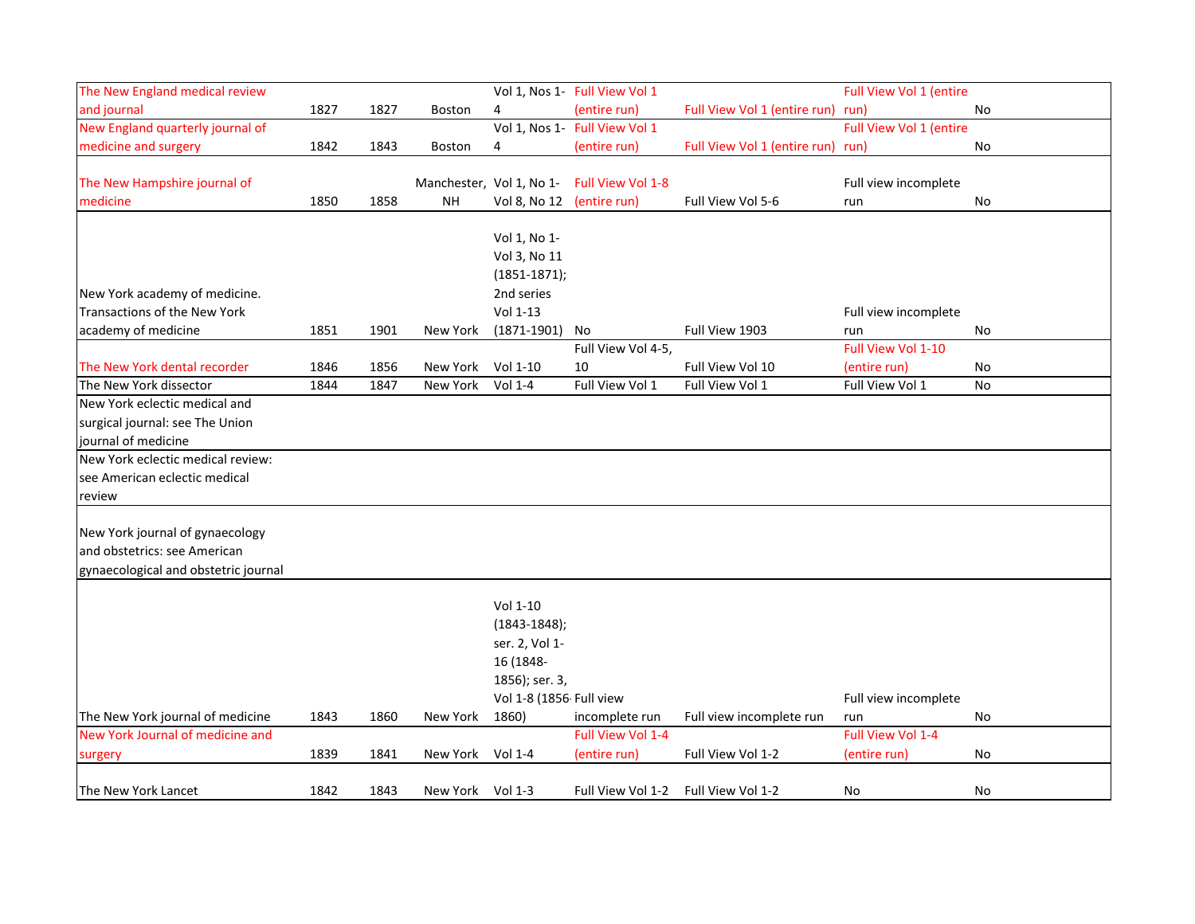| | | | | | | | | |
|---|---|---|---|---|---|---|---|---|
| The New England medical review and journal | 1827 | 1827 | Boston | Vol 1, Nos 1-4 | Full View Vol 1 (entire run) | Full View Vol 1 (entire run) | Full View Vol 1 (entire run) | No |
| New England quarterly journal of medicine and surgery | 1842 | 1843 | Boston | Vol 1, Nos 1-4 | Full View Vol 1 (entire run) | Full View Vol 1 (entire run) | Full View Vol 1 (entire run) | No |
| The New Hampshire journal of medicine | 1850 | 1858 | Manchester, NH | Vol 1, No 1-Vol 8, No 12 | Full View Vol 1-8 (entire run) | Full View Vol 5-6 | Full view incomplete run | No |
| New York academy of medicine. Transactions of the New York academy of medicine | 1851 | 1901 | New York | Vol 1, No 1-Vol 3, No 11 (1851-1871); 2nd series Vol 1-13 (1871-1901) | No | Full View 1903 | Full view incomplete run | No |
| The New York dental recorder | 1846 | 1856 | New York | Vol 1-10 | Full View Vol 4-5, 10 | Full View Vol 10 | Full View Vol 1-10 (entire run) | No |
| The New York dissector | 1844 | 1847 | New York | Vol 1-4 | Full View Vol 1 | Full View Vol 1 | Full View Vol 1 | No |
| New York eclectic medical and surgical journal: see The Union journal of medicine | | | | | | | | |
| New York eclectic medical review: see American eclectic medical review | | | | | | | | |
| New York journal of gynaecology and obstetrics: see American gynaecological and obstetric journal | | | | | | | | |
| The New York journal of medicine | 1843 | 1860 | New York | Vol 1-10 (1843-1848); ser. 2, Vol 1-16 (1848-1856); ser. 3, Vol 1-8 (1856-1860) | Full view incomplete run | Full view incomplete run | Full view incomplete run | No |
| New York Journal of medicine and surgery | 1839 | 1841 | New York | Vol 1-4 | Full View Vol 1-4 (entire run) | Full View Vol 1-2 | Full View Vol 1-4 (entire run) | No |
| The New York Lancet | 1842 | 1843 | New York | Vol 1-3 | Full View Vol 1-2 | Full View Vol 1-2 | No | No |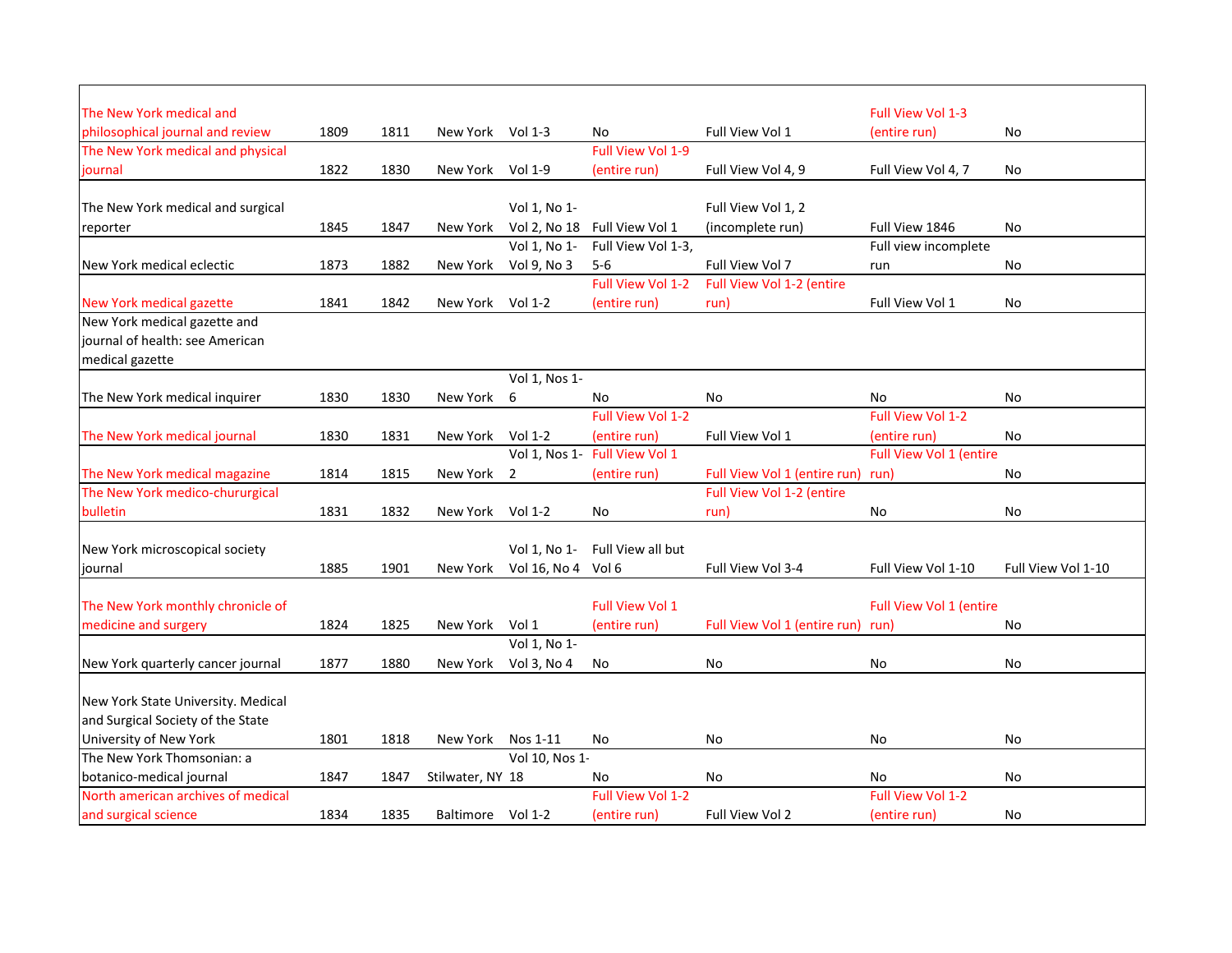| | | | | | | | | |
|---|---|---|---|---|---|---|---|---|
| The New York medical and philosophical journal and review | 1809 | 1811 | New York | Vol 1-3 | No | Full View Vol 1 | Full View Vol 1-3 (entire run) | No |
| The New York medical and physical journal | 1822 | 1830 | New York | Vol 1-9 | Full View Vol 1-9 (entire run) | Full View Vol 4, 9 | Full View Vol 4, 7 | No |
| The New York medical and surgical reporter | 1845 | 1847 | New York | Vol 1, No 1-Vol 2, No 18 | Full View Vol 1 | Full View Vol 1, 2 (incomplete run) | Full View 1846 | No |
| New York medical eclectic | 1873 | 1882 | New York | Vol 1, No 1-Vol 9, No 3 | Full View Vol 1-3, 5-6 | Full View Vol 7 | Full view incomplete run | No |
| New York medical gazette | 1841 | 1842 | New York | Vol 1-2 | Full View Vol 1-2 (entire run) | Full View Vol 1-2 (entire run) | Full View Vol 1 | No |
| New York medical gazette and journal of health: see American medical gazette | | | | | | | | |
| The New York medical inquirer | 1830 | 1830 | New York | Vol 1, Nos 1-6 | No | No | No | No |
| The New York medical journal | 1830 | 1831 | New York | Vol 1-2 | Full View Vol 1-2 (entire run) | Full View Vol 1 | Full View Vol 1-2 (entire run) | No |
| The New York medical magazine | 1814 | 1815 | New York | Vol 1, Nos 1-2 | Full View Vol 1 (entire run) | Full View Vol 1 (entire run) | Full View Vol 1 (entire run) | No |
| The New York medico-churnurgical bulletin | 1831 | 1832 | New York | Vol 1-2 | No | Full View Vol 1-2 (entire run) | No | No |
| New York microscopical society journal | 1885 | 1901 | New York | Vol 1, No 1-Vol 16, No 4 | Full View all but Vol 6 | Full View Vol 3-4 | Full View Vol 1-10 | Full View Vol 1-10 |
| The New York monthly chronicle of medicine and surgery | 1824 | 1825 | New York | Vol 1 | Full View Vol 1 (entire run) | Full View Vol 1 (entire run) | Full View Vol 1 (entire run) | No |
| New York quarterly cancer journal | 1877 | 1880 | New York | Vol 1, No 1-Vol 3, No 4 | No | No | No | No |
| New York State University. Medical and Surgical Society of the State University of New York | 1801 | 1818 | New York | Nos 1-11 | No | No | No | No |
| The New York Thomsonian: a botanico-medical journal | 1847 | 1847 | Stilwater, NY | Vol 10, Nos 1-18 | No | No | No | No |
| North american archives of medical and surgical science | 1834 | 1835 | Baltimore | Vol 1-2 | Full View Vol 1-2 (entire run) | Full View Vol 2 | Full View Vol 1-2 (entire run) | No |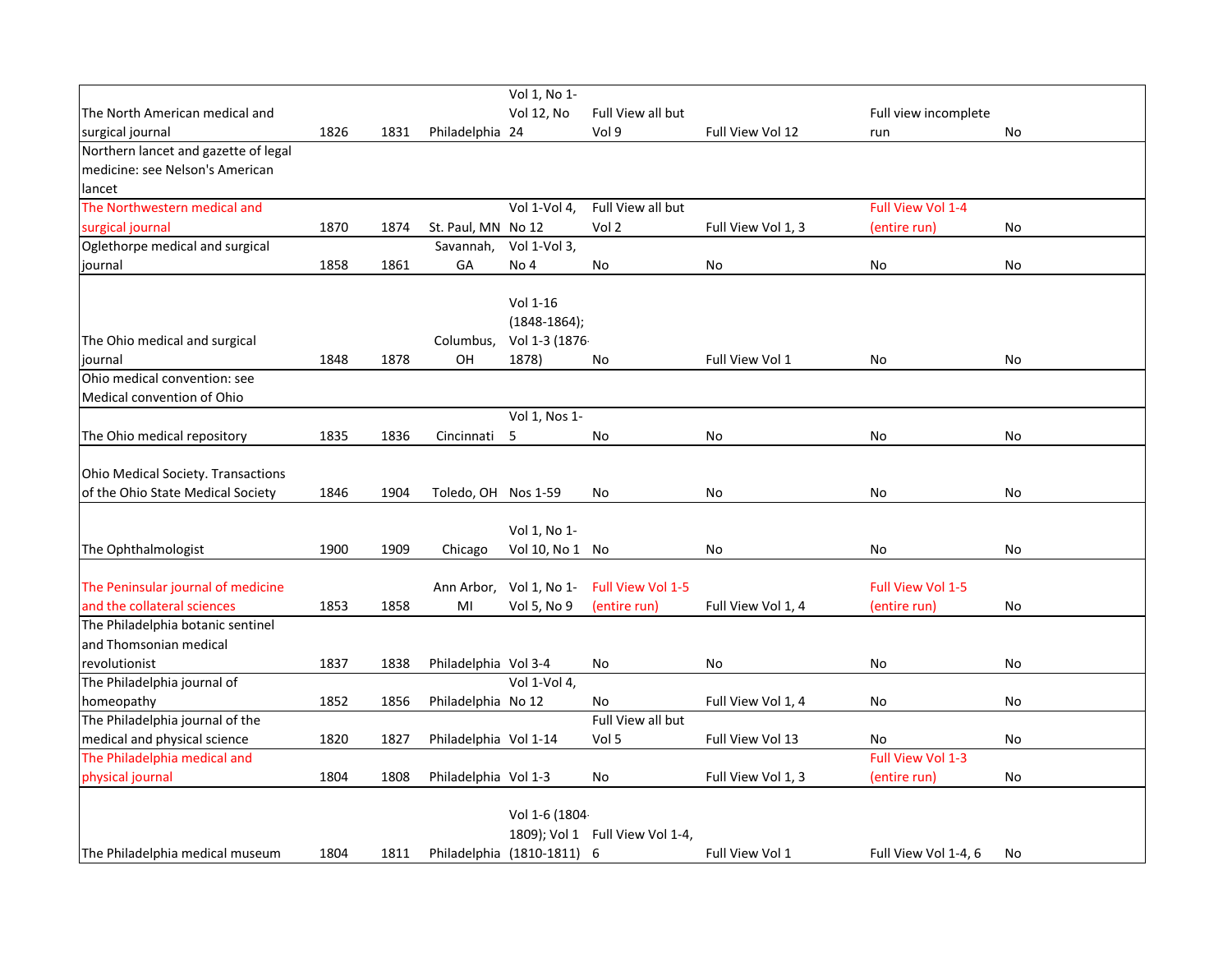| | | | | | | | | |
|---|---|---|---|---|---|---|---|---|
| The North American medical and surgical journal | 1826 | 1831 | Philadelphia | Vol 1, No 1-Vol 12, No 24 | Full View all but Vol 9 | Full View Vol 12 | Full view incomplete run | No |
| Northern lancet and gazette of legal medicine: see Nelson's American lancet | | | | | | | | |
| The Northwestern medical and surgical journal | 1870 | 1874 | St. Paul, MN | Vol 1-Vol 4, No 12 | Full View all but Vol 2 | Full View Vol 1, 3 | Full View Vol 1-4 (entire run) | No |
| Oglethorpe medical and surgical journal | 1858 | 1861 | Savannah, GA | Vol 1-Vol 3, No 4 | No | No | No | No |
| The Ohio medical and surgical journal | 1848 | 1878 | Columbus, OH | Vol 1-16 (1848-1864); Vol 1-3 (1876-1878) | No | Full View Vol 1 | No | No |
| Ohio medical convention: see Medical convention of Ohio | | | | | | | | |
| The Ohio medical repository | 1835 | 1836 | Cincinnati | Vol 1, Nos 1-5 | No | No | No | No |
| Ohio Medical Society. Transactions of the Ohio State Medical Society | 1846 | 1904 | Toledo, OH | Nos 1-59 | No | No | No | No |
| The Ophthalmologist | 1900 | 1909 | Chicago | Vol 1, No 1-Vol 10, No 1 | No | No | No | No |
| The Peninsular journal of medicine and the collateral sciences | 1853 | 1858 | Ann Arbor, MI | Vol 1, No 1-Vol 5, No 9 | Full View Vol 1-5 (entire run) | Full View Vol 1, 4 | Full View Vol 1-5 (entire run) | No |
| The Philadelphia botanic sentinel and Thomsonian medical revolutionist | 1837 | 1838 | Philadelphia | Vol 3-4 | No | No | No | No |
| The Philadelphia journal of homeopathy | 1852 | 1856 | Philadelphia | Vol 1-Vol 4, No 12 | No | Full View Vol 1, 4 | No | No |
| The Philadelphia journal of the medical and physical science | 1820 | 1827 | Philadelphia | Vol 1-14 | Full View all but Vol 5 | Full View Vol 13 | No | No |
| The Philadelphia medical and physical journal | 1804 | 1808 | Philadelphia | Vol 1-3 | No | Full View Vol 1, 3 | Full View Vol 1-3 (entire run) | No |
| The Philadelphia medical museum | 1804 | 1811 | Philadelphia | Vol 1-6 (1804-1809); Vol 1 (1810-1811) | Full View Vol 1-4, 6 | Full View Vol 1 | Full View Vol 1-4, 6 | No |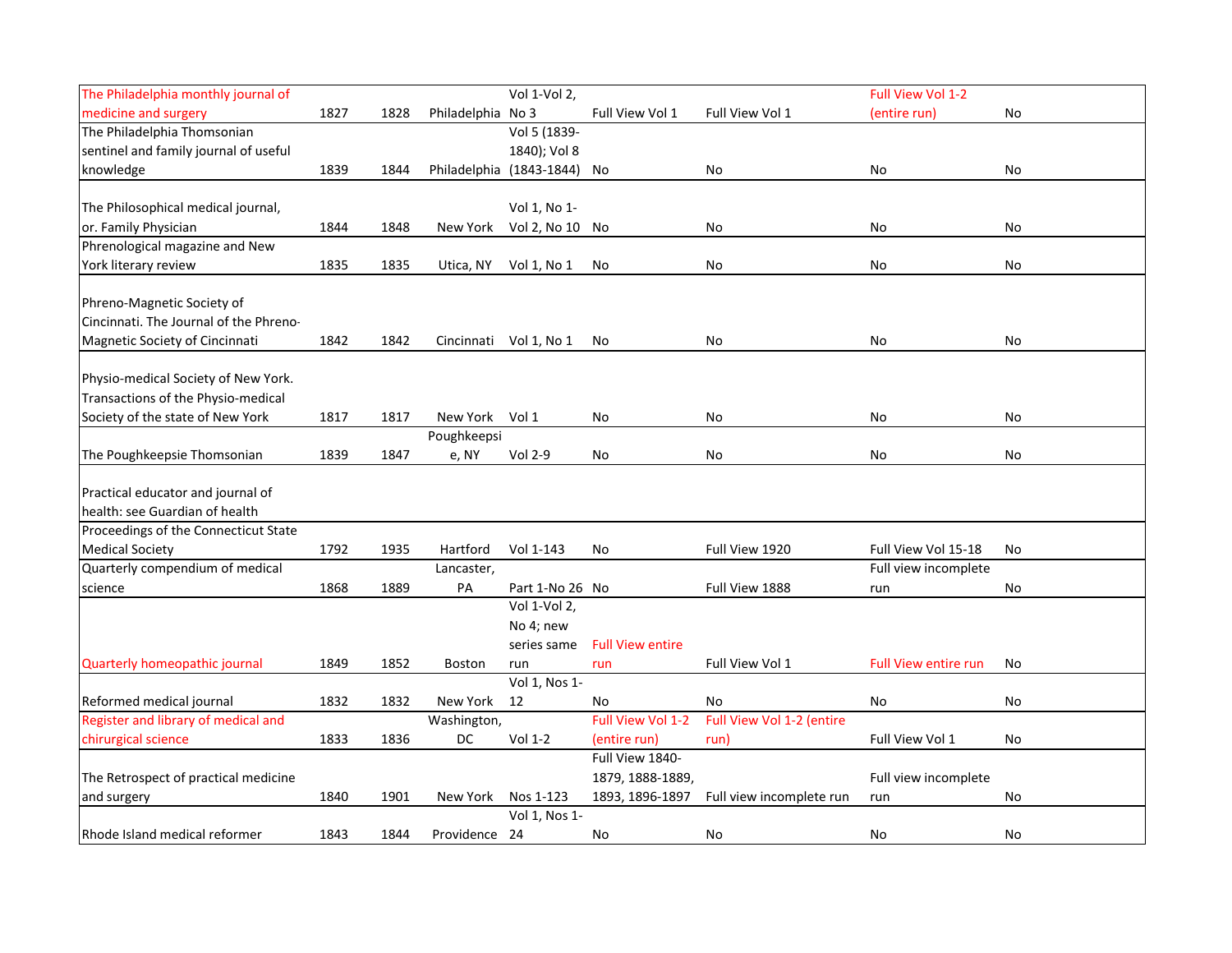| | | | | | | | | |
|---|---|---|---|---|---|---|---|---|
| The Philadelphia monthly journal of medicine and surgery | 1827 | 1828 | Philadelphia | Vol 1-Vol 2, No 3 | Full View Vol 1 | Full View Vol 1 | Full View Vol 1-2 (entire run) | No |
| The Philadelphia Thomsonian sentinel and family journal of useful knowledge | 1839 | 1844 | Philadelphia | Vol 5 (1839-1840); Vol 8 (1843-1844) | No | No | No | No |
| The Philosophical medical journal, or. Family Physician | 1844 | 1848 | New York | Vol 1, No 1-Vol 2, No 10 | No | No | No | No |
| Phrenological magazine and New York literary review | 1835 | 1835 | Utica, NY | Vol 1, No 1 | No | No | No | No |
| Phreno-Magnetic Society of Cincinnati. The Journal of the Phreno-Magnetic Society of Cincinnati | 1842 | 1842 | Cincinnati | Vol 1, No 1 | No | No | No | No |
| Physio-medical Society of New York. Transactions of the Physio-medical Society of the state of New York | 1817 | 1817 | New York | Vol 1 | No | No | No | No |
| The Poughkeepsie Thomsonian | 1839 | 1847 | Poughkeepsie, NY | Vol 2-9 | No | No | No | No |
| Practical educator and journal of health: see Guardian of health | | | | | | | | |
| Proceedings of the Connecticut State Medical Society | 1792 | 1935 | Hartford | Vol 1-143 | No | Full View 1920 | Full View Vol 15-18 | No |
| Quarterly compendium of medical science | 1868 | 1889 | Lancaster, PA | Part 1-No 26 | No | Full View 1888 | Full view incomplete run | No |
| Quarterly homeopathic journal | 1849 | 1852 | Boston | Vol 1-Vol 2, No 4; new series same run | Full View entire run | Full View Vol 1 | Full View entire run | No |
| Reformed medical journal | 1832 | 1832 | New York | Vol 1, Nos 1-12 | No | No | No | No |
| Register and library of medical and chirurgical science | 1833 | 1836 | Washington, DC | Vol 1-2 | Full View Vol 1-2 (entire run) | Full View Vol 1-2 (entire run) | Full View Vol 1 | No |
| The Retrospect of practical medicine and surgery | 1840 | 1901 | New York | Nos 1-123 | Full View 1840-1879, 1888-1889, 1893, 1896-1897 | Full view incomplete run | Full view incomplete run | No |
| Rhode Island medical reformer | 1843 | 1844 | Providence | Vol 1, Nos 1-24 | No | No | No | No |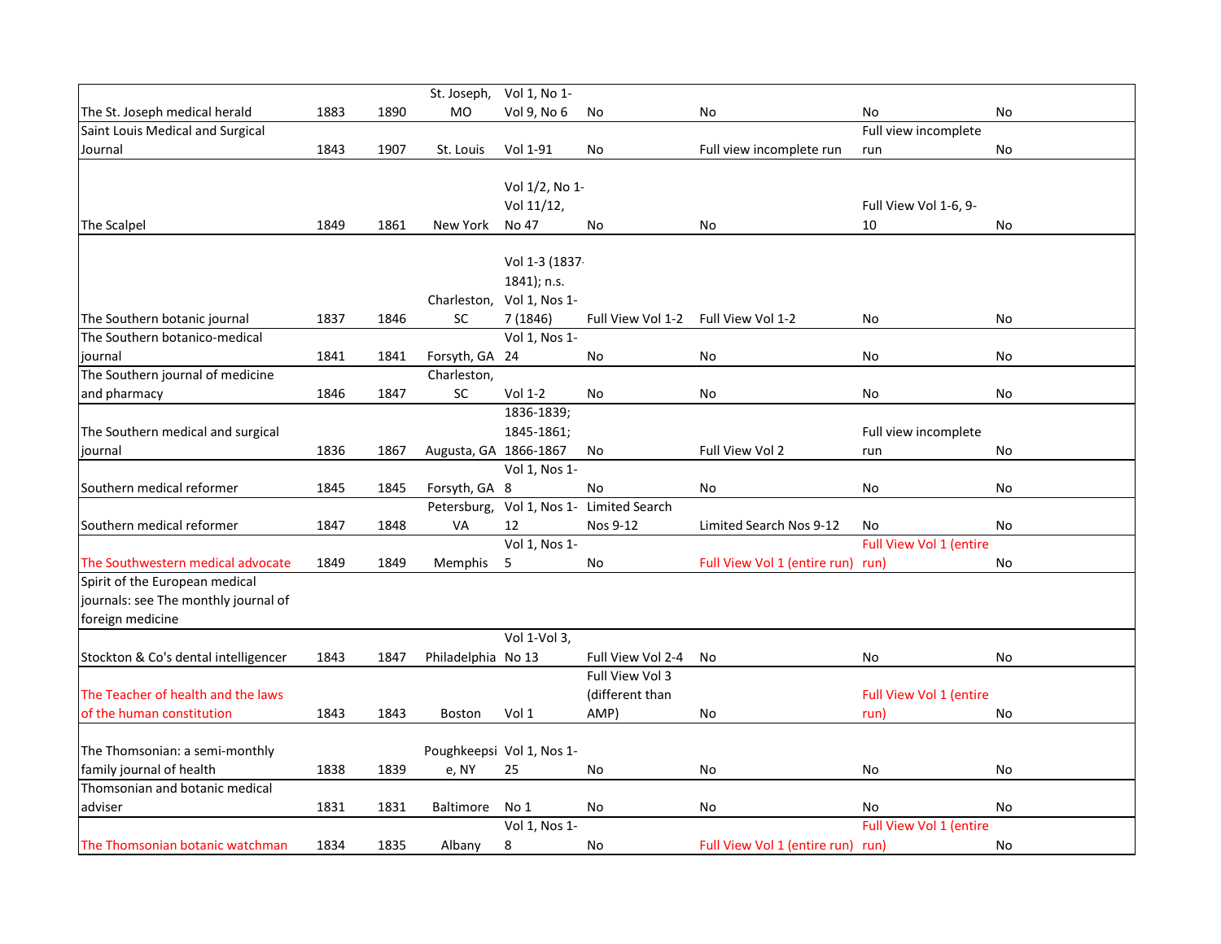| | | | | | | | | |
|---|---|---|---|---|---|---|---|---|
| The St. Joseph medical herald | 1883 | 1890 | St. Joseph, MO | Vol 1, No 1-Vol 9, No 6 | No | No | No | No |
| Saint Louis Medical and Surgical Journal | 1843 | 1907 | St. Louis | Vol 1-91 | No | Full view incomplete run | Full view incomplete run | No |
| The Scalpel | 1849 | 1861 | New York | Vol 1/2, No 1-Vol 11/12, No 47 | No | No | Full View Vol 1-6, 9-10 | No |
| The Southern botanic journal | 1837 | 1846 | Charleston, SC | Vol 1-3 (1837-1841); n.s. Vol 1, Nos 1-7 (1846) | Full View Vol 1-2 | Full View Vol 1-2 | No | No |
| The Southern botanico-medical journal | 1841 | 1841 | Forsyth, GA | Vol 1, Nos 1-24 | No | No | No | No |
| The Southern journal of medicine and pharmacy | 1846 | 1847 | Charleston, SC | Vol 1-2 | No | No | No | No |
| The Southern medical and surgical journal | 1836 | 1867 | Augusta, GA | 1836-1839; 1845-1861; 1866-1867 | No | Full View Vol 2 | Full view incomplete run | No |
| Southern medical reformer | 1845 | 1845 | Forsyth, GA | Vol 1, Nos 1-8 | No | No | No | No |
| Southern medical reformer | 1847 | 1848 | Petersburg, VA | Vol 1, Nos 1-12 | Limited Search Nos 9-12 | Limited Search Nos 9-12 | No | No |
| The Southwestern medical advocate | 1849 | 1849 | Memphis | Vol 1, Nos 1-5 | No | Full View Vol 1 (entire run) | Full View Vol 1 (entire run) | No |
| Spirit of the European medical journals: see The monthly journal of foreign medicine | | | | | | | | |
| Stockton & Co's dental intelligencer | 1843 | 1847 | Philadelphia | Vol 1-Vol 3, No 13 | Full View Vol 2-4 | No | No | No |
| The Teacher of health and the laws of the human constitution | 1843 | 1843 | Boston | Vol 1 | Full View Vol 3 (different than AMP) | No | Full View Vol 1 (entire run) | No |
| The Thomsonian: a semi-monthly family journal of health | 1838 | 1839 | Poughkeepsie, NY | Vol 1, Nos 1-25 | No | No | No | No |
| Thomsonian and botanic medical adviser | 1831 | 1831 | Baltimore | No 1 | No | No | No | No |
| The Thomsonian botanic watchman | 1834 | 1835 | Albany | Vol 1, Nos 1-8 | No | Full View Vol 1 (entire run) | Full View Vol 1 (entire run) | No |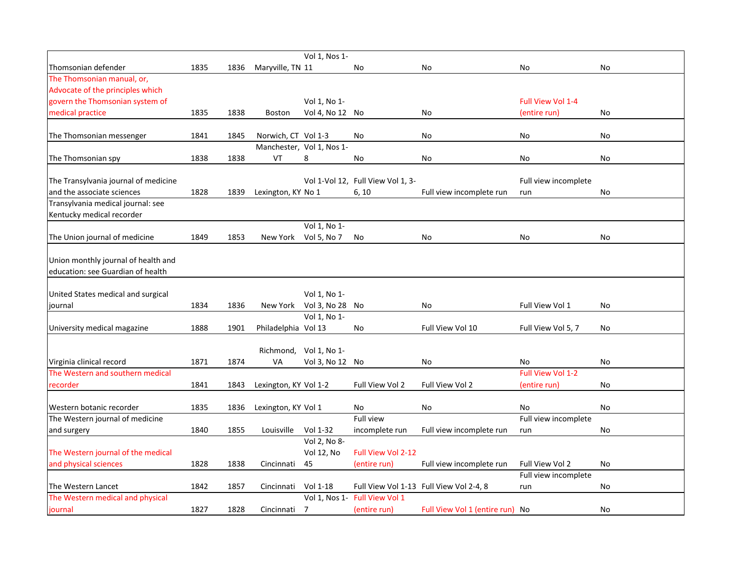| | | | | | | | | |
|---|---|---|---|---|---|---|---|---|
| Thomsonian defender | 1835 | 1836 | Maryville, TN | Vol 1, Nos 1-11 | No | No | No | No |
| The Thomsonian manual, or, Advocate of the principles which govern the Thomsonian system of medical practice | 1835 | 1838 | Boston | Vol 1, No 1-Vol 4, No 12 | No | No | Full View Vol 1-4 (entire run) | No |
| The Thomsonian messenger | 1841 | 1845 | Norwich, CT | Vol 1-3 | No | No | No | No |
| The Thomsonian spy | 1838 | 1838 | Manchester, VT | Vol 1, Nos 1-8 | No | No | No | No |
| The Transylvania journal of medicine and the associate sciences | 1828 | 1839 | Lexington, KY | Vol 1-Vol 12, No 1 | Full View Vol 1, 3-6, 10 | Full view incomplete run | Full view incomplete run | No |
| Transylvania medical journal: see Kentucky medical recorder | | | | | | | | |
| The Union journal of medicine | 1849 | 1853 | New York | Vol 1, No 1-Vol 5, No 7 | No | No | No | No |
| Union monthly journal of health and education: see Guardian of health | | | | | | | | |
| United States medical and surgical journal | 1834 | 1836 | New York | Vol 1, No 1-Vol 3, No 28 | No | No | Full View Vol 1 | No |
| University medical magazine | 1888 | 1901 | Philadelphia | Vol 1, No 1-Vol 13 | No | Full View Vol 10 | Full View Vol 5, 7 | No |
| Virginia clinical record | 1871 | 1874 | Richmond, VA | Vol 1, No 1-Vol 3, No 12 | No | No | No | No |
| The Western and southern medical recorder | 1841 | 1843 | Lexington, KY | Vol 1-2 | Full View Vol 2 | Full View Vol 2 | Full View Vol 1-2 (entire run) | No |
| Western botanic recorder | 1835 | 1836 | Lexington, KY | Vol 1 | No | No | No | No |
| The Western journal of medicine and surgery | 1840 | 1855 | Louisville | Vol 1-32 | Full view incomplete run | Full view incomplete run | Full view incomplete run | No |
| The Western journal of the medical and physical sciences | 1828 | 1838 | Cincinnati | Vol 2, No 8-Vol 12, No 45 | Full View Vol 2-12 (entire run) | Full view incomplete run | Full View Vol 2 | No |
| The Western Lancet | 1842 | 1857 | Cincinnati | Vol 1-18 | Full View Vol 1-13 | Full View Vol 2-4, 8 | Full view incomplete run | No |
| The Western medical and physical journal | 1827 | 1828 | Cincinnati | Vol 1, Nos 1-7 | Full View Vol 1 (entire run) | Full View Vol 1 (entire run) | No | No |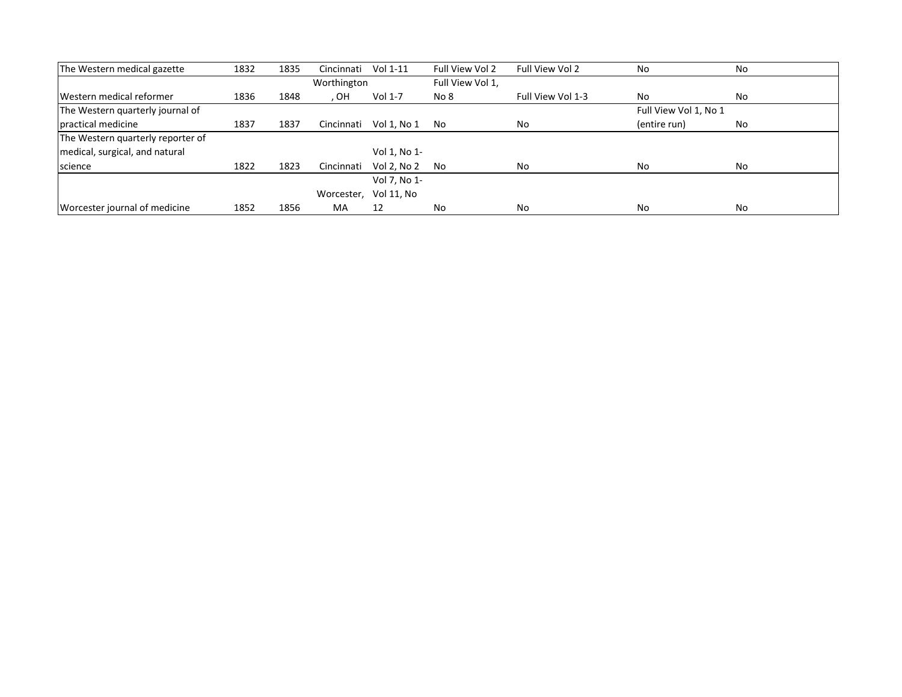| | | | | | | | | |
|---|---|---|---|---|---|---|---|---|
| The Western medical gazette | 1832 | 1835 | Cincinnati | Vol 1-11 | Full View Vol 2 | Full View Vol 2 | No | No |
| Western medical reformer | 1836 | 1848 | Worthington, OH | Vol 1-7 | Full View Vol 1, No 8 | Full View Vol 1-3 | No | No |
| The Western quarterly journal of practical medicine | 1837 | 1837 | Cincinnati | Vol 1, No 1 | No | No | Full View Vol 1, No 1 (entire run) | No |
| The Western quarterly reporter of medical, surgical, and natural science | 1822 | 1823 | Cincinnati | Vol 1, No 1-Vol 2, No 2 | No | No | No | No |
| Worcester journal of medicine | 1852 | 1856 | Worcester, MA | Vol 7, No 1-Vol 11, No 12 | No | No | No | No |